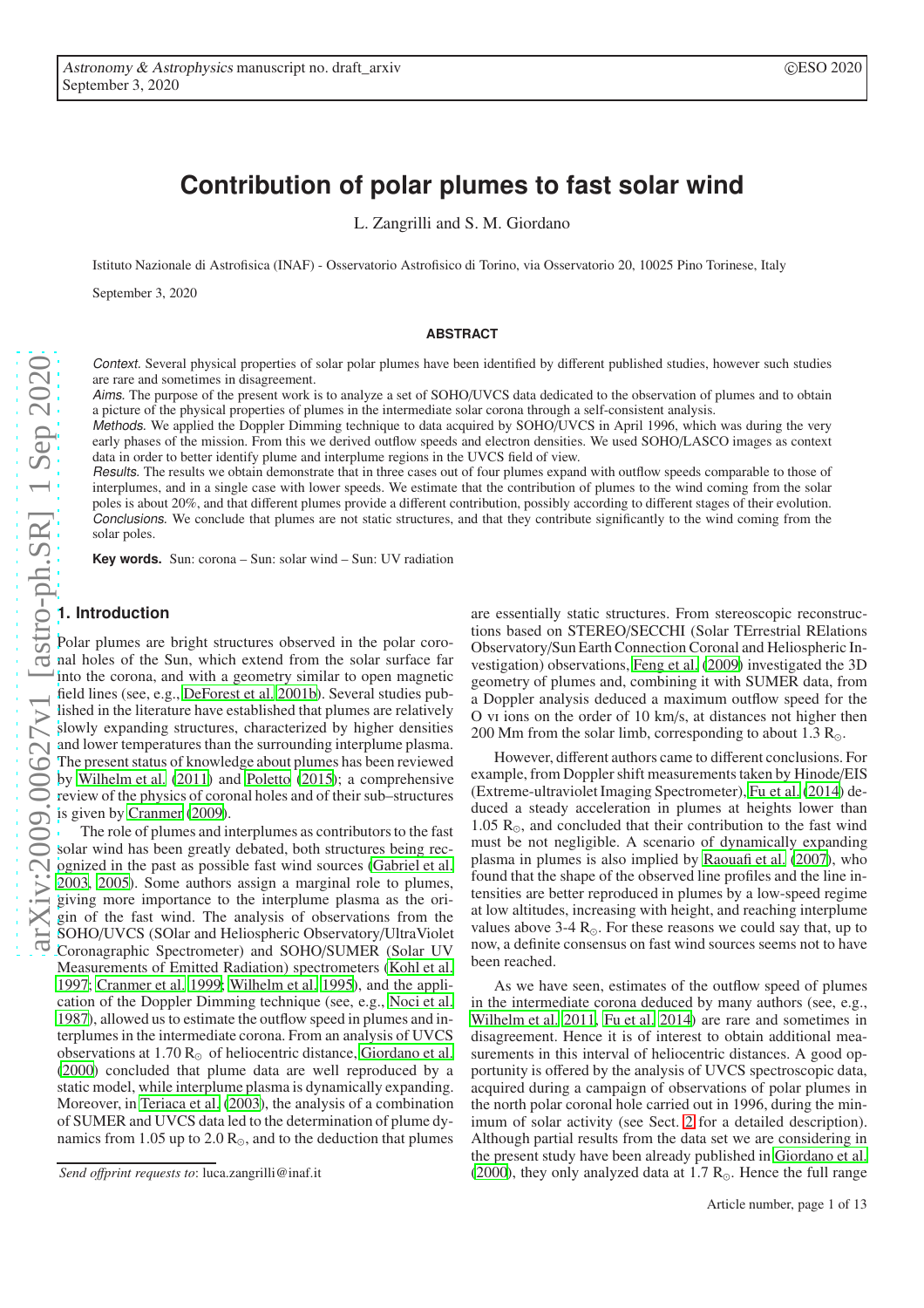# Contribution of polar plumes to fast solar wind

L. Zangrilli and S. M. Giordano

Istituto Nazionale di Astrofisica (INAF) - Osservatorio Astrofisico di Torino, via Osservatorio 20, 10025 Pino Torinese, Italy

September 3, 2020

## ABSTRACT

*Context.* Several physical properties of solar polar plumes have been identified by different published studies, however such studies are rare and sometimes in disagreement.

*Aims.* The purpose of the present work is to analyze a set of SOHO/UVCS data dedicated to the observation of plumes and to obtain a picture of the physical properties of plumes in the intermediate solar corona through a self-consistent analysis.

*Methods.* We applied the Doppler Dimming technique to data acquired by SOHO/UVCS in April 1996, which was during the very early phases of the mission. From this we derived outflow speeds and electron densities. We used SOHO/LASCO images as context data in order to better identify plume and interplume regions in the UVCS field of view.

*Results.* The results we obtain demonstrate that in three cases out of four plumes expand with outflow speeds comparable to those of interplumes, and in a single case with lower speeds. We estimate that the contribution of plumes to the wind coming from the solar poles is about 20%, and that different plumes provide a different contribution, possibly according to different stages of their evolution.

*Conclusions.* We conclude that plumes are not static structures, and that they contribute significantly to the wind coming from the solar poles.

**Key words.** Sun: corona – Sun: solar wind – Sun: UV radiation

## 1. Introduction

Polar plumes are bright structures observed in the polar coronal holes of the Sun, which extend from the solar surface far into the corona, and with a geometry similar to open magnetic field lines (see, e.g., DeForest et al. 2001b). Several studies published in the literature have established that plumes are relatively slowly expanding structures, characterized by higher densities and lower temperatures than the surrounding interplume plasma. The present status of knowledge about plumes has been reviewed by Wilhelm et al. (2011) and Poletto (2015); a comprehensive review of the physics of coronal holes and of their sub–structures is given by Cranmer (2009).

The role of plumes and interplumes as contributors to the fast solar wind has been greatly debated, both structures being recognized in the past as possible fast wind sources (Gabriel et al. 2003, 2005). Some authors assign a marginal role to plumes, giving more importance to the interplume plasma as the origin of the fast wind. The analysis of observations from the SOHO/UVCS (SOlar and Heliospheric Observatory/UltraViolet Coronagraphic Spectrometer) and SOHO/SUMER (Solar UV Measurements of Emitted Radiation) spectrometers (Kohl et al. 1997; Cranmer et al. 1999; Wilhelm et al. 1995), and the application of the Doppler Dimming technique (see, e.g., Noci et al. 1987), allowed us to estimate the outflow speed in plumes and interplumes in the intermediate corona. From an analysis of UVCS observations at 1.70 $R_\odot$ of heliocentric distance, Giordano et al. (2000) concluded that plume data are well reproduced by a static model, while interplume plasma is dynamically expanding. Moreover, in Teriaca et al. (2003), the analysis of a combination of SUMER and UVCS data led to the determination of plume dynamics from 1.05 up to 2.0 $R_\odot$, and to the deduction that plumes are essentially static structures. From stereoscopic reconstructions based on STEREO/SECCHI (Solar TErrestrial RElations Observatory/Sun Earth Connection Coronal and Heliospheric Investigation) observations, Feng et al. (2009) investigated the 3D geometry of plumes and, combining it with SUMER data, from a Doppler analysis deduced a maximum outflow speed for the O VI ions on the order of 10 km/s, at distances not higher then 200 Mm from the solar limb, corresponding to about 1.3 $R_\odot$.

However, different authors came to different conclusions. For example, from Doppler shift measurements taken by Hinode/EIS (Extreme-ultraviolet Imaging Spectrometer), Fu et al. (2014) deduced a steady acceleration in plumes at heights lower than 1.05 $R_\odot$, and concluded that their contribution to the fast wind must be not negligible. A scenario of dynamically expanding plasma in plumes is also implied by Raouafi et al. (2007), who found that the shape of the observed line profiles and the line intensities are better reproduced in plumes by a low-speed regime at low altitudes, increasing with height, and reaching interplume values above 3-4 $R_\odot$. For these reasons we could say that, up to now, a definite consensus on fast wind sources seems not to have been reached.

As we have seen, estimates of the outflow speed of plumes in the intermediate corona deduced by many authors (see, e.g., Wilhelm et al. 2011, Fu et al. 2014) are rare and sometimes in disagreement. Hence it is of interest to obtain additional measurements in this interval of heliocentric distances. A good opportunity is offered by the analysis of UVCS spectroscopic data, acquired during a campaign of observations of polar plumes in the north polar coronal hole carried out in 1996, during the minimum of solar activity (see Sect. 2 for a detailed description). Although partial results from the data set we are considering in the present study have been already published in Giordano et al. (2000), they only analyzed data at 1.7 $R_\odot$. Hence the full range

*Send offprint requests to*: luca.zangrilli@inaf.it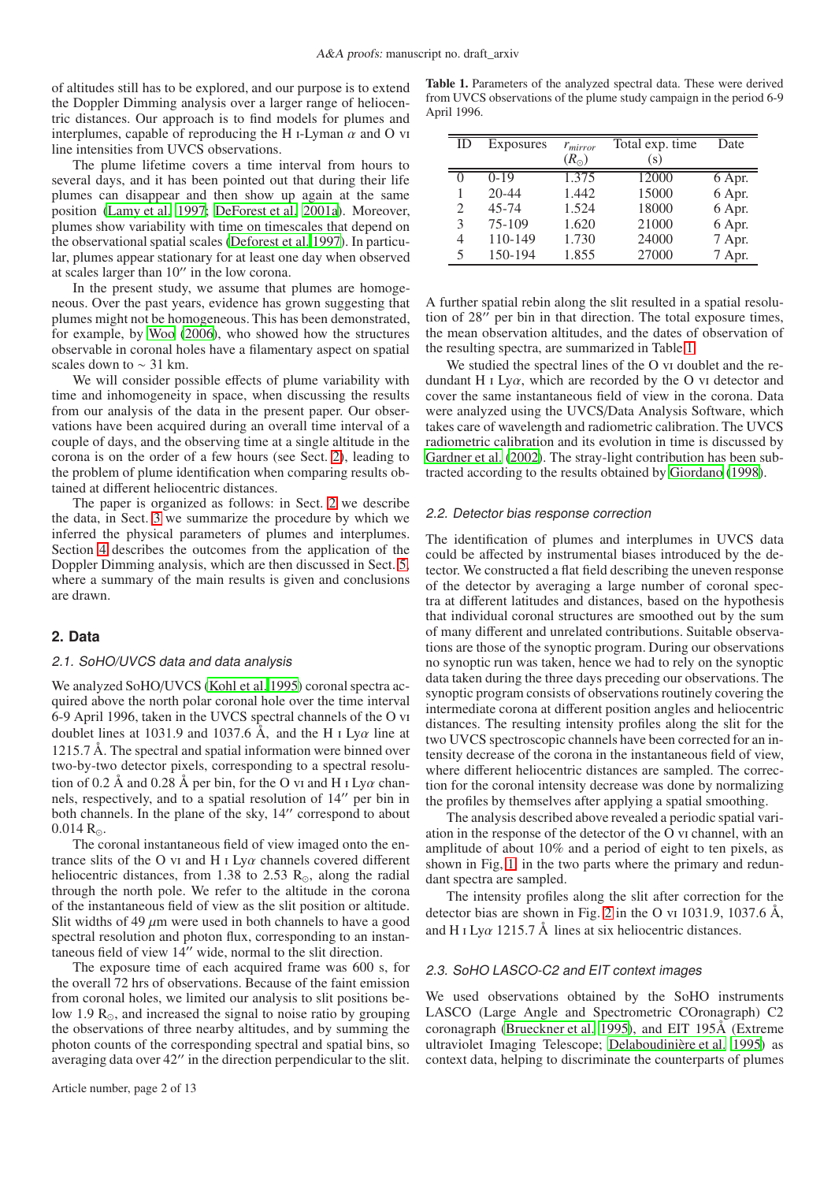of altitudes still has to be explored, and our purpose is to extend the Doppler Dimming analysis over a larger range of heliocentric distances. Our approach is to find models for plumes and interplumes, capable of reproducing the H I-Lyman $\alpha$ and O VI line intensities from UVCS observations.

The plume lifetime covers a time interval from hours to several days, and it has been pointed out that during their life plumes can disappear and then show up again at the same position (Lamy et al. 1997; DeForest et al. 2001a). Moreover, plumes show variability with time on timescales that depend on the observational spatial scales (Deforest et al. 1997). In particular, plumes appear stationary for at least one day when observed at scales larger than 10″ in the low corona.

In the present study, we assume that plumes are homogeneous. Over the past years, evidence has grown suggesting that plumes might not be homogeneous. This has been demonstrated, for example, by Woo (2006), who showed how the structures observable in coronal holes have a filamentary aspect on spatial scales down to ~ 31 km.

We will consider possible effects of plume variability with time and inhomogeneity in space, when discussing the results from our analysis of the data in the present paper. Our observations have been acquired during an overall time interval of a couple of days, and the observing time at a single altitude in the corona is on the order of a few hours (see Sect. 2), leading to the problem of plume identification when comparing results obtained at different heliocentric distances.

The paper is organized as follows: in Sect. 2 we describe the data, in Sect. 3 we summarize the procedure by which we inferred the physical parameters of plumes and interplumes. Section 4 describes the outcomes from the application of the Doppler Dimming analysis, which are then discussed in Sect. 5, where a summary of the main results is given and conclusions are drawn.

## 2. Data

### 2.1. SoHO/UVCS data and data analysis

We analyzed SoHO/UVCS (Kohl et al. 1995) coronal spectra acquired above the north polar coronal hole over the time interval 6-9 April 1996, taken in the UVCS spectral channels of the O VI doublet lines at 1031.9 and 1037.6 Å, and the H I Ly$\alpha$ line at 1215.7 Å. The spectral and spatial information were binned over two-by-two detector pixels, corresponding to a spectral resolution of 0.2 Å and 0.28 Å per bin, for the O VI and H I Ly$\alpha$ channels, respectively, and to a spatial resolution of 14″ per bin in both channels. In the plane of the sky, 14″ correspond to about 0.014 $R_\odot$.

The coronal instantaneous field of view imaged onto the entrance slits of the O VI and H I Ly$\alpha$ channels covered different heliocentric distances, from 1.38 to 2.53 $R_\odot$, along the radial through the north pole. We refer to the altitude in the corona of the instantaneous field of view as the slit position or altitude. Slit widths of 49 $\mu$m were used in both channels to have a good spectral resolution and photon flux, corresponding to an instantaneous field of view 14″ wide, normal to the slit direction.

The exposure time of each acquired frame was 600 s, for the overall 72 hrs of observations. Because of the faint emission from coronal holes, we limited our analysis to slit positions below 1.9 $R_\odot$, and increased the signal to noise ratio by grouping the observations of three nearby altitudes, and by summing the photon counts of the corresponding spectral and spatial bins, so averaging data over 42″ in the direction perpendicular to the slit.

**Table 1.** Parameters of the analyzed spectral data. These were derived from UVCS observations of the plume study campaign in the period 6-9 April 1996.

| ID | Exposures | $r_{mirror}$ ($R_\odot$) | Total exp. time (s) | Date |
|---|---|---|---|---|
| 0 | 0-19 | 1.375 | 12000 | 6 Apr. |
| 1 | 20-44 | 1.442 | 15000 | 6 Apr. |
| 2 | 45-74 | 1.524 | 18000 | 6 Apr. |
| 3 | 75-109 | 1.620 | 21000 | 6 Apr. |
| 4 | 110-149 | 1.730 | 24000 | 7 Apr. |
| 5 | 150-194 | 1.855 | 27000 | 7 Apr. |

A further spatial rebin along the slit resulted in a spatial resolution of 28″ per bin in that direction. The total exposure times, the mean observation altitudes, and the dates of observation of the resulting spectra, are summarized in Table 1.

We studied the spectral lines of the O VI doublet and the redundant H I Ly$\alpha$, which are recorded by the O VI detector and cover the same instantaneous field of view in the corona. Data were analyzed using the UVCS/Data Analysis Software, which takes care of wavelength and radiometric calibration. The UVCS radiometric calibration and its evolution in time is discussed by Gardner et al. (2002). The stray-light contribution has been subtracted according to the results obtained by Giordano (1998).

### 2.2. Detector bias response correction

The identification of plumes and interplumes in UVCS data could be affected by instrumental biases introduced by the detector. We constructed a flat field describing the uneven response of the detector by averaging a large number of coronal spectra at different latitudes and distances, based on the hypothesis that individual coronal structures are smoothed out by the sum of many different and unrelated contributions. Suitable observations are those of the synoptic program. During our observations no synoptic run was taken, hence we had to rely on the synoptic data taken during the three days preceding our observations. The synoptic program consists of observations routinely covering the intermediate corona at different position angles and heliocentric distances. The resulting intensity profiles along the slit for the two UVCS spectroscopic channels have been corrected for an intensity decrease of the corona in the instantaneous field of view, where different heliocentric distances are sampled. The correction for the coronal intensity decrease was done by normalizing the profiles by themselves after applying a spatial smoothing.

The analysis described above revealed a periodic spatial variation in the response of the detector of the O VI channel, with an amplitude of about 10% and a period of eight to ten pixels, as shown in Fig. 1, in the two parts where the primary and redundant spectra are sampled.

The intensity profiles along the slit after correction for the detector bias are shown in Fig. 2 in the O VI 1031.9, 1037.6 Å, and H I Ly$\alpha$ 1215.7 Å lines at six heliocentric distances.

### 2.3. SoHO LASCO-C2 and EIT context images

We used observations obtained by the SoHO instruments LASCO (Large Angle and Spectrometric COronagraph) C2 coronagraph (Brueckner et al. 1995), and EIT 195Å (Extreme ultraviolet Imaging Telescope; Delaboudinière et al. 1995) as context data, helping to discriminate the counterparts of plumes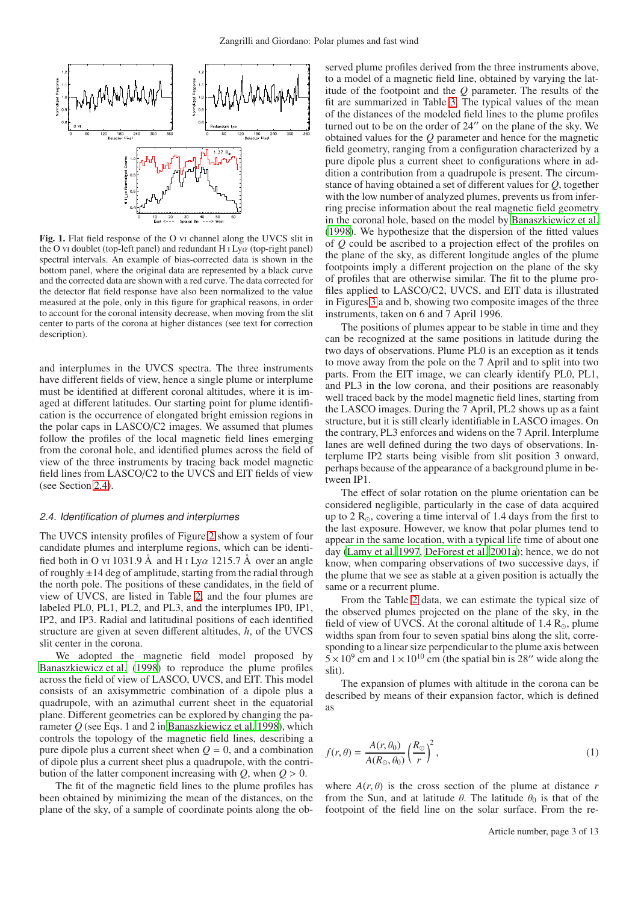**Fig. 1.** Flat field response of the O vi channel along the UVCS slit in the O vi doublet (top-left panel) and redundant H i Ly$\alpha$ (top-right panel) spectral intervals. An example of bias-corrected data is shown in the bottom panel, where the original data are represented by a black curve and the corrected data are shown with a red curve. The data corrected for the detector flat field response have also been normalized to the value measured at the pole, only in this figure for graphical reasons, in order to account for the coronal intensity decrease, when moving from the slit center to parts of the corona at higher distances (see text for correction description).

and interplumes in the UVCS spectra. The three instruments have different fields of view, hence a single plume or interplume must be identified at different coronal altitudes, where it is imaged at different latitudes. Our starting point for plume identification is the occurrence of elongated bright emission regions in the polar caps in LASCO/C2 images. We assumed that plumes follow the profiles of the local magnetic field lines emerging from the coronal hole, and identified plumes across the field of view of the three instruments by tracing back model magnetic field lines from LASCO/C2 to the UVCS and EIT fields of view (see Section 2.4).

### 2.4. Identification of plumes and interplumes

The UVCS intensity profiles of Figure 2 show a system of four candidate plumes and interplume regions, which can be identified both in O vi 1031.9 Å and H i Ly$\alpha$ 1215.7 Å over an angle of roughly $\pm$14 deg of amplitude, starting from the radial through the north pole. The positions of these candidates, in the field of view of UVCS, are listed in Table 2, and the four plumes are labeled PL0, PL1, PL2, and PL3, and the interplumes IP0, IP1, IP2, and IP3. Radial and latitudinal positions of each identified structure are given at seven different altitudes, $h$, of the UVCS slit center in the corona.

We adopted the magnetic field model proposed by Banaszkiewicz et al. (1998) to reproduce the plume profiles across the field of view of LASCO, UVCS, and EIT. This model consists of an axisymmetric combination of a dipole plus a quadrupole, with an azimuthal current sheet in the equatorial plane. Different geometries can be explored by changing the parameter $Q$ (see Eqs. 1 and 2 in Banaszkiewicz et al. 1998), which controls the topology of the magnetic field lines, describing a pure dipole plus a current sheet when $Q = 0$, and a combination of dipole plus a current sheet plus a quadrupole, with the contribution of the latter component increasing with $Q$, when $Q > 0$.

The fit of the magnetic field lines to the plume profiles has been obtained by minimizing the mean of the distances, on the plane of the sky, of a sample of coordinate points along the observed plume profiles derived from the three instruments above, to a model of a magnetic field line, obtained by varying the latitude of the footpoint and the $Q$ parameter. The results of the fit are summarized in Table 3. The typical values of the mean of the distances of the modeled field lines to the plume profiles turned out to be on the order of 24″ on the plane of the sky. We obtained values for the $Q$ parameter and hence for the magnetic field geometry, ranging from a configuration characterized by a pure dipole plus a current sheet to configurations where in addition a contribution from a quadrupole is present. The circumstance of having obtained a set of different values for $Q$, together with the low number of analyzed plumes, prevents us from inferring precise information about the real magnetic field geometry in the coronal hole, based on the model by Banaszkiewicz et al. (1998). We hypothesize that the dispersion of the fitted values of $Q$ could be ascribed to a projection effect of the profiles on the plane of the sky, as different longitude angles of the plume footpoints imply a different projection on the plane of the sky of profiles that are otherwise similar. The fit to the plume profiles applied to LASCO/C2, UVCS, and EIT data is illustrated in Figures 3 a and b, showing two composite images of the three instruments, taken on 6 and 7 April 1996.

The positions of plumes appear to be stable in time and they can be recognized at the same positions in latitude during the two days of observations. Plume PL0 is an exception as it tends to move away from the pole on the 7 April and to split into two parts. From the EIT image, we can clearly identify PL0, PL1, and PL3 in the low corona, and their positions are reasonably well traced back by the model magnetic field lines, starting from the LASCO images. During the 7 April, PL2 shows up as a faint structure, but it is still clearly identifiable in LASCO images. On the contrary, PL3 enforces and widens on the 7 April. Interplume lanes are well defined during the two days of observations. Interplume IP2 starts being visible from slit position 3 onward, perhaps because of the appearance of a background plume in between IP1.

The effect of solar rotation on the plume orientation can be considered negligible, particularly in the case of data acquired up to 2 $R_\odot$, covering a time interval of 1.4 days from the first to the last exposure. However, we know that polar plumes tend to appear in the same location, with a typical life time of about one day (Lamy et al. 1997, DeForest et al. 2001a); hence, we do not know, when comparing observations of two successive days, if the plume that we see as stable at a given position is actually the same or a recurrent plume.

From the Table 2 data, we can estimate the typical size of the observed plumes projected on the plane of the sky, in the field of view of UVCS. At the coronal altitude of 1.4 $R_\odot$, plume widths span from four to seven spatial bins along the slit, corresponding to a linear size perpendicular to the plume axis between $5 \times 10^9$ cm and $1 \times 10^{10}$ cm (the spatial bin is 28″ wide along the slit).

The expansion of plumes with altitude in the corona can be described by means of their expansion factor, which is defined as

$$f(r, \theta) = \frac{A(r, \theta_0)}{A(R_\odot, \theta_0)} \left( \frac{R_\odot}{r} \right)^2 , \tag{1}$$

where $A(r, \theta)$ is the cross section of the plume at distance $r$ from the Sun, and at latitude $\theta$. The latitude $\theta_0$ is that of the footpoint of the field line on the solar surface. From the re-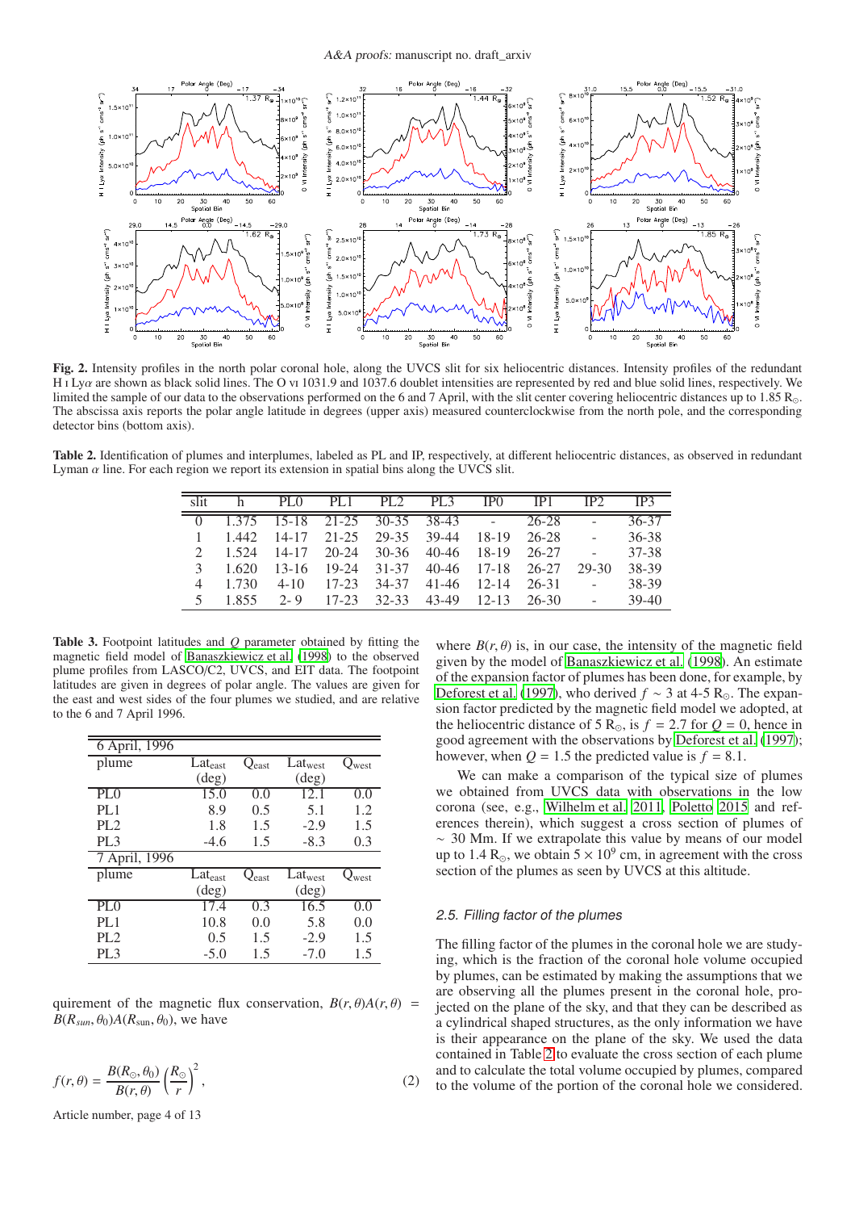**Fig. 2.** Intensity profiles in the north polar coronal hole, along the UVCS slit for six heliocentric distances. Intensity profiles of the redundant H I Ly$\alpha$ are shown as black solid lines. The O VI 1031.9 and 1037.6 doublet intensities are represented by red and blue solid lines, respectively. We limited the sample of our data to the observations performed on the 6 and 7 April, with the slit center covering heliocentric distances up to 1.85 $R_\odot$. The abscissa axis reports the polar angle latitude in degrees (upper axis) measured counterclockwise from the north pole, and the corresponding detector bins (bottom axis).

**Table 2.** Identification of plumes and interplumes, labeled as PL and IP, respectively, at different heliocentric distances, as observed in redundant Lyman $\alpha$ line. For each region we report its extension in spatial bins along the UVCS slit.

| slit | h | PL0 | PL1 | PL2 | PL3 | IP0 | IP1 | IP2 | IP3 |
|---|---|---|---|---|---|---|---|---|---|
| 0 | 1.375 | 15-18 | 21-25 | 30-35 | 38-43 | - | 26-28 | - | 36-37 |
| 1 | 1.442 | 14-17 | 21-25 | 29-35 | 39-44 | 18-19 | 26-28 | - | 36-38 |
| 2 | 1.524 | 14-17 | 20-24 | 30-36 | 40-46 | 18-19 | 26-27 | - | 37-38 |
| 3 | 1.620 | 13-16 | 19-24 | 31-37 | 40-46 | 17-18 | 26-27 | 29-30 | 38-39 |
| 4 | 1.730 | 4-10 | 17-23 | 34-37 | 41-46 | 12-14 | 26-31 | - | 38-39 |
| 5 | 1.855 | 2- 9 | 17-23 | 32-33 | 43-49 | 12-13 | 26-30 | - | 39-40 |

**Table 3.** Footpoint latitudes and $Q$ parameter obtained by fitting the magnetic field model of Banaszkiewicz et al. (1998) to the observed plume profiles from LASCO/C2, UVCS, and EIT data. The footpoint latitudes are given in degrees of polar angle. The values are given for the east and west sides of the four plumes we studied, and are relative to the 6 and 7 April 1996.

| 6 April, 1996 | | | | |
|---|---|---|---|---|
| plume | $\text{Lat}_{\text{east}}$ (deg) | $\text{Q}_{\text{east}}$ | $\text{Lat}_{\text{west}}$ (deg) | $\text{Q}_{\text{west}}$ |
| PL0 | 15.0 | 0.0 | 12.1 | 0.0 |
| PL1 | 8.9 | 0.5 | 5.1 | 1.2 |
| PL2 | 1.8 | 1.5 | -2.9 | 1.5 |
| PL3 | -4.6 | 1.5 | -8.3 | 0.3 |
| **7 April, 1996** | | | | |
| plume | $\text{Lat}_{\text{east}}$ (deg) | $\text{Q}_{\text{east}}$ | $\text{Lat}_{\text{west}}$ (deg) | $\text{Q}_{\text{west}}$ |
| PL0 | 17.4 | 0.3 | 16.5 | 0.0 |
| PL1 | 10.8 | 0.0 | 5.8 | 0.0 |
| PL2 | 0.5 | 1.5 | -2.9 | 1.5 |
| PL3 | -5.0 | 1.5 | -7.0 | 1.5 |

quirement of the magnetic flux conservation, $B(r,\theta)A(r,\theta) = B(R_{sun},\theta_0)A(R_{sun},\theta_0)$, we have

$$f(r,\theta) = \frac{B(R_\odot,\theta_0)}{B(r,\theta)}\left(\frac{R_\odot}{r}\right)^2, \tag{2}$$

where $B(r,\theta)$ is, in our case, the intensity of the magnetic field given by the model of Banaszkiewicz et al. (1998). An estimate of the expansion factor of plumes has been done, for example, by Deforest et al. (1997), who derived $f \sim 3$ at 4-5 $R_\odot$. The expansion factor predicted by the magnetic field model we adopted, at the heliocentric distance of 5 $R_\odot$, is $f = 2.7$ for $Q = 0$, hence in good agreement with the observations by Deforest et al. (1997); however, when $Q = 1.5$ the predicted value is $f = 8.1$.

We can make a comparison of the typical size of plumes we obtained from UVCS data with observations in the low corona (see, e.g., Wilhelm et al. 2011, Poletto 2015 and references therein), which suggest a cross section of plumes of $\sim$ 30 Mm. If we extrapolate this value by means of our model up to 1.4 $R_\odot$, we obtain $5 \times 10^9$ cm, in agreement with the cross section of the plumes as seen by UVCS at this altitude.

### 2.5. Filling factor of the plumes

The filling factor of the plumes in the coronal hole we are studying, which is the fraction of the coronal hole volume occupied by plumes, can be estimated by making the assumptions that we are observing all the plumes present in the coronal hole, projected on the plane of the sky, and that they can be described as a cylindrical shaped structures, as the only information we have is their appearance on the plane of the sky. We used the data contained in Table 2 to evaluate the cross section of each plume and to calculate the total volume occupied by plumes, compared to the volume of the portion of the coronal hole we considered.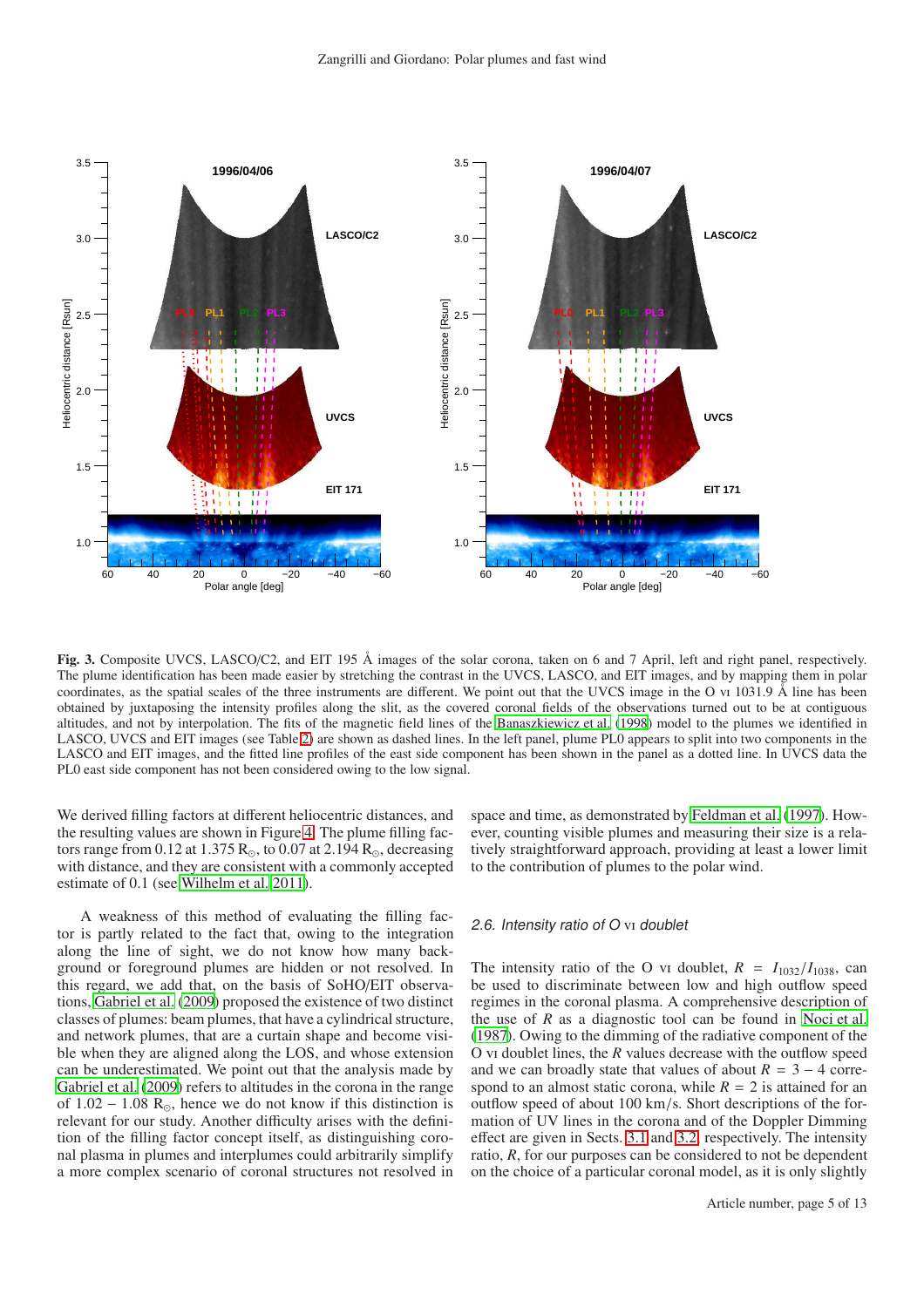**Fig. 3.** Composite UVCS, LASCO/C2, and EIT 195 Å images of the solar corona, taken on 6 and 7 April, left and right panel, respectively. The plume identification has been made easier by stretching the contrast in the UVCS, LASCO, and EIT images, and by mapping them in polar coordinates, as the spatial scales of the three instruments are different. We point out that the UVCS image in the O vi 1031.9 Å line has been obtained by juxtaposing the intensity profiles along the slit, as the covered coronal fields of the observations turned out to be at contiguous altitudes, and not by interpolation. The fits of the magnetic field lines of the Banaszkiewicz et al. (1998) model to the plumes we identified in LASCO, UVCS and EIT images (see Table 2) are shown as dashed lines. In the left panel, plume PL0 appears to split into two components in the LASCO and EIT images, and the fitted line profiles of the east side component has been shown in the panel as a dotted line. In UVCS data the PL0 east side component has not been considered owing to the low signal.

We derived filling factors at different heliocentric distances, and the resulting values are shown in Figure 4. The plume filling factors range from 0.12 at 1.375 $R_\odot$, to 0.07 at 2.194 $R_\odot$, decreasing with distance, and they are consistent with a commonly accepted estimate of 0.1 (see Wilhelm et al. 2011).

A weakness of this method of evaluating the filling factor is partly related to the fact that, owing to the integration along the line of sight, we do not know how many background or foreground plumes are hidden or not resolved. In this regard, we add that, on the basis of SoHO/EIT observations, Gabriel et al. (2009) proposed the existence of two distinct classes of plumes: beam plumes, that have a cylindrical structure, and network plumes, that are a curtain shape and become visible when they are aligned along the LOS, and whose extension can be underestimated. We point out that the analysis made by Gabriel et al. (2009) refers to altitudes in the corona in the range of 1.02 – 1.08 $R_\odot$, hence we do not know if this distinction is relevant for our study. Another difficulty arises with the definition of the filling factor concept itself, as distinguishing coronal plasma in plumes and interplumes could arbitrarily simplify a more complex scenario of coronal structures not resolved in space and time, as demonstrated by Feldman et al. (1997). However, counting visible plumes and measuring their size is a relatively straightforward approach, providing at least a lower limit to the contribution of plumes to the polar wind.

### *2.6. Intensity ratio of O vi doublet*

The intensity ratio of the O vi doublet, $R = I_{1032}/I_{1038}$, can be used to discriminate between low and high outflow speed regimes in the coronal plasma. A comprehensive description of the use of $R$ as a diagnostic tool can be found in Noci et al. (1987). Owing to the dimming of the radiative component of the O vi doublet lines, the $R$ values decrease with the outflow speed and we can broadly state that values of about $R = 3 - 4$ correspond to an almost static corona, while $R = 2$ is attained for an outflow speed of about 100 km/s. Short descriptions of the formation of UV lines in the corona and of the Doppler Dimming effect are given in Sects. 3.1 and 3.2, respectively. The intensity ratio, $R$, for our purposes can be considered to not be dependent on the choice of a particular coronal model, as it is only slightly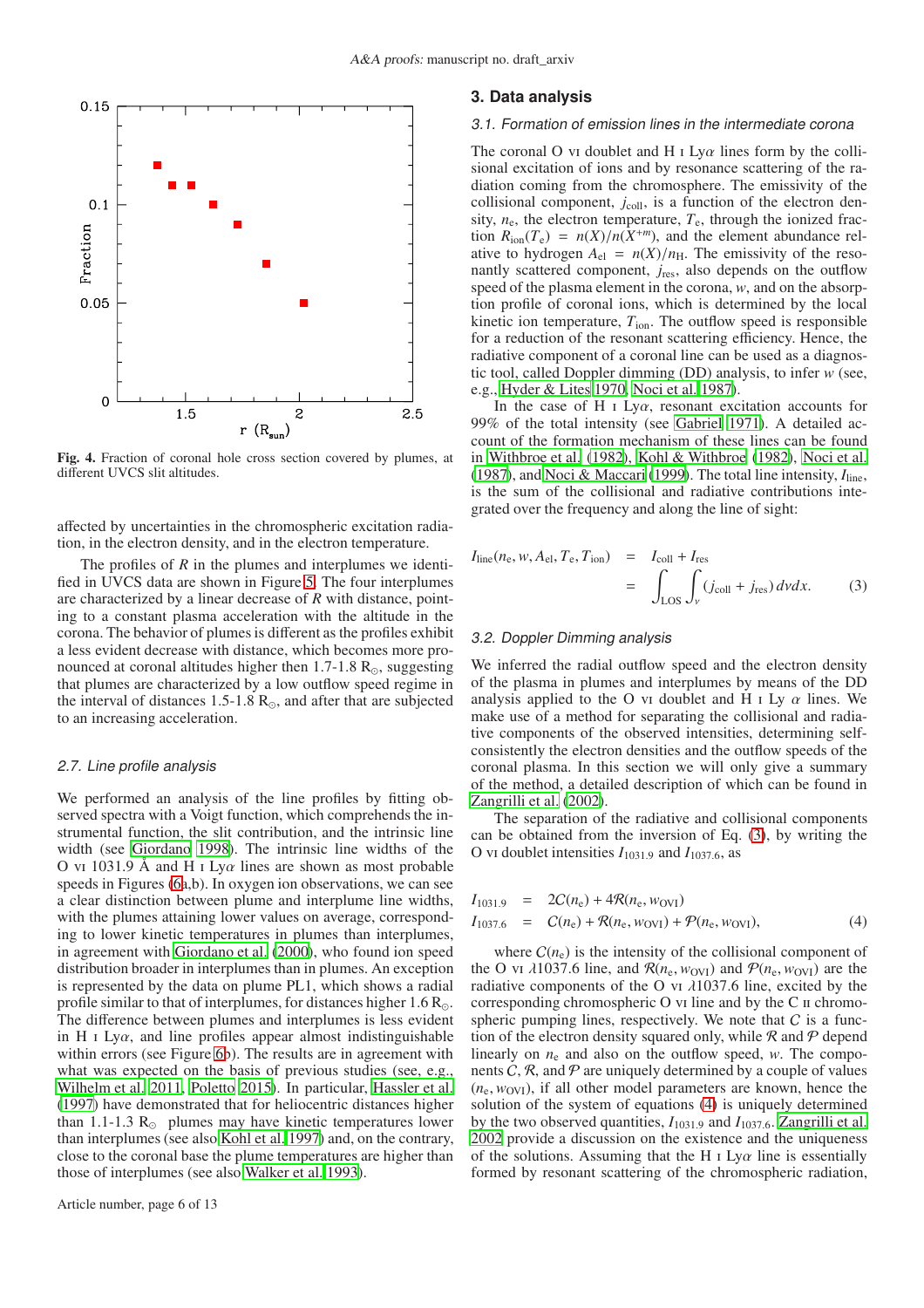Fig. 4. Fraction of coronal hole cross section covered by plumes, at different UVCS slit altitudes.

affected by uncertainties in the chromospheric excitation radiation, in the electron density, and in the electron temperature.

The profiles of $R$ in the plumes and interplumes we identified in UVCS data are shown in Figure 5. The four interplumes are characterized by a linear decrease of $R$ with distance, pointing to a constant plasma acceleration with the altitude in the corona. The behavior of plumes is different as the profiles exhibit a less evident decrease with distance, which becomes more pronounced at coronal altitudes higher then 1.7-1.8 $R_{\odot}$, suggesting that plumes are characterized by a low outflow speed regime in the interval of distances 1.5-1.8 $R_{\odot}$, and after that are subjected to an increasing acceleration.

### 2.7. Line profile analysis

We performed an analysis of the line profiles by fitting observed spectra with a Voigt function, which comprehends the instrumental function, the slit contribution, and the intrinsic line width (see Giordano 1998). The intrinsic line widths of the O VI 1031.9 Å and H I Ly$\alpha$ lines are shown as most probable speeds in Figures (6a,b). In oxygen ion observations, we can see a clear distinction between plume and interplume line widths, with the plumes attaining lower values on average, corresponding to lower kinetic temperatures in plumes than interplumes, in agreement with Giordano et al. (2000), who found ion speed distribution broader in interplumes than in plumes. An exception is represented by the data on plume PL1, which shows a radial profile similar to that of interplumes, for distances higher 1.6 $R_{\odot}$. The difference between plumes and interplumes is less evident in H I Ly$\alpha$, and line profiles appear almost indistinguishable within errors (see Figure 6b). The results are in agreement with what was expected on the basis of previous studies (see, e.g., Wilhelm et al. 2011, Poletto 2015). In particular, Hassler et al. (1997) have demonstrated that for heliocentric distances higher than 1.1-1.3 $R_{\odot}$ plumes may have kinetic temperatures lower than interplumes (see also Kohl et al. 1997) and, on the contrary, close to the coronal base the plume temperatures are higher than those of interplumes (see also Walker et al. 1993).

## 3. Data analysis

### 3.1. Formation of emission lines in the intermediate corona

The coronal O VI doublet and H I Ly$\alpha$ lines form by the collisional excitation of ions and by resonance scattering of the radiation coming from the chromosphere. The emissivity of the collisional component, $j_{\rm coll}$, is a function of the electron density, $n_{\rm e}$, the electron temperature, $T_{\rm e}$, through the ionized fraction $R_{\rm ion}(T_{\rm e}) = n(X)/n(X^{+m})$, and the element abundance relative to hydrogen $A_{\rm el} = n(X)/n_{\rm H}$. The emissivity of the resonantly scattered component, $j_{\rm res}$, also depends on the outflow speed of the plasma element in the corona, $w$, and on the absorption profile of coronal ions, which is determined by the local kinetic ion temperature, $T_{\rm ion}$. The outflow speed is responsible for a reduction of the resonant scattering efficiency. Hence, the radiative component of a coronal line can be used as a diagnostic tool, called Doppler dimming (DD) analysis, to infer $w$ (see, e.g., Hyder & Lites 1970, Noci et al. 1987).

In the case of H I Ly$\alpha$, resonant excitation accounts for 99% of the total intensity (see Gabriel 1971). A detailed account of the formation mechanism of these lines can be found in Withbroe et al. (1982), Kohl & Withbroe (1982), Noci et al. (1987), and Noci & Maccari (1999). The total line intensity, $I_{\rm line}$, is the sum of the collisional and radiative contributions integrated over the frequency and along the line of sight:

$$
\begin{aligned}
I_{\rm line}(n_{\rm e}, w, A_{\rm el}, T_{\rm e}, T_{\rm ion}) &= I_{\rm coll} + I_{\rm res} \\
&= \int_{\rm LOS}\int_{\nu} (j_{\rm coll} + j_{\rm res})\, d\nu dx. \qquad (3)
\end{aligned}
$$

### 3.2. Doppler Dimming analysis

We inferred the radial outflow speed and the electron density of the plasma in plumes and interplumes by means of the DD analysis applied to the O VI doublet and H I Ly $\alpha$ lines. We make use of a method for separating the collisional and radiative components of the observed intensities, determining self-consistently the electron densities and the outflow speeds of the coronal plasma. In this section we will only give a summary of the method, a detailed description of which can be found in Zangrilli et al. (2002).

The separation of the radiative and collisional components can be obtained from the inversion of Eq. (3), by writing the O VI doublet intensities $I_{1031.9}$ and $I_{1037.6}$, as

$$
\begin{aligned}
I_{1031.9} &= 2\mathcal{C}(n_{\rm e}) + 4\mathcal{R}(n_{\rm e}, w_{\rm OVI}) \\
I_{1037.6} &= \mathcal{C}(n_{\rm e}) + \mathcal{R}(n_{\rm e}, w_{\rm OVI}) + \mathcal{P}(n_{\rm e}, w_{\rm OVI}), \qquad (4)
\end{aligned}
$$

where $\mathcal{C}(n_{\rm e})$ is the intensity of the collisional component of the O VI $\lambda$1037.6 line, and $\mathcal{R}(n_{\rm e}, w_{\rm OVI})$ and $\mathcal{P}(n_{\rm e}, w_{\rm OVI})$ are the radiative components of the O VI $\lambda$1037.6 line, excited by the corresponding chromospheric O VI line and by the C II chromospheric pumping lines, respectively. We note that $\mathcal{C}$ is a function of the electron density squared only, while $\mathcal{R}$ and $\mathcal{P}$ depend linearly on $n_{\rm e}$ and also on the outflow speed, $w$. The components $\mathcal{C}$, $\mathcal{R}$, and $\mathcal{P}$ are uniquely determined by a couple of values $(n_{\rm e}, w_{\rm OVI})$, if all other model parameters are known, hence the solution of the system of equations (4) is uniquely determined by the two observed quantities, $I_{1031.9}$ and $I_{1037.6}$. Zangrilli et al. 2002 provide a discussion on the existence and the uniqueness of the solutions. Assuming that the H I Ly$\alpha$ line is essentially formed by resonant scattering of the chromospheric radiation,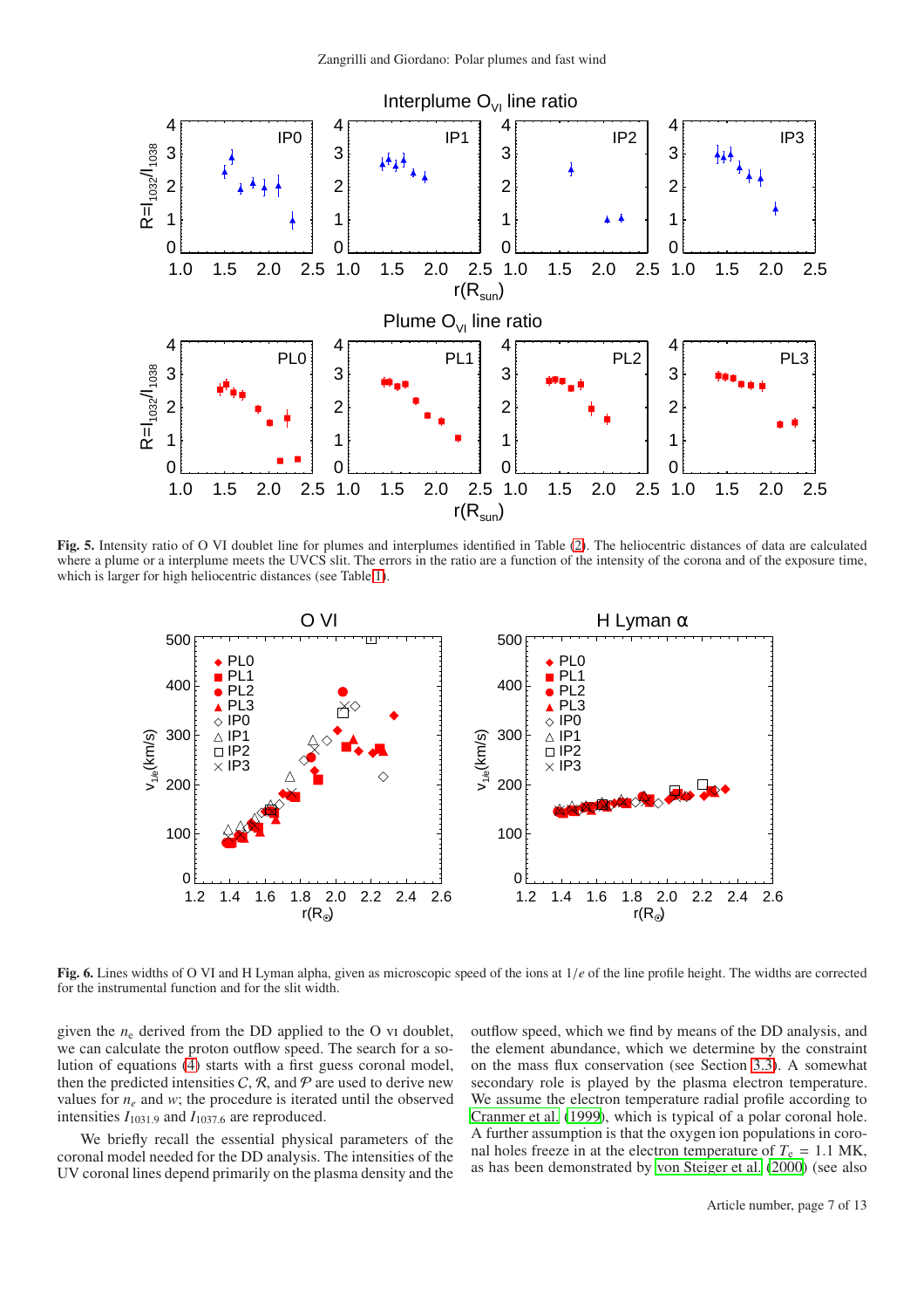**Fig. 5.** Intensity ratio of O VI doublet line for plumes and interplumes identified in Table (2). The heliocentric distances of data are calculated where a plume or a interplume meets the UVCS slit. The errors in the ratio are a function of the intensity of the corona and of the exposure time, which is larger for high heliocentric distances (see Table 1).

**Fig. 6.** Lines widths of O VI and H Lyman alpha, given as microscopic speed of the ions at $1/e$ of the line profile height. The widths are corrected for the instrumental function and for the slit width.

given the $n_e$ derived from the DD applied to the O VI doublet, we can calculate the proton outflow speed. The search for a solution of equations (4) starts with a first guess coronal model, then the predicted intensities $\mathcal{C}$, $\mathcal{R}$, and $\mathcal{P}$ are used to derive new values for $n_e$ and $w$; the procedure is iterated until the observed intensities $I_{1031.9}$ and $I_{1037.6}$ are reproduced.

We briefly recall the essential physical parameters of the coronal model needed for the DD analysis. The intensities of the UV coronal lines depend primarily on the plasma density and the outflow speed, which we find by means of the DD analysis, and the element abundance, which we determine by the constraint on the mass flux conservation (see Section 3.3). A somewhat secondary role is played by the plasma electron temperature. We assume the electron temperature radial profile according to Cranmer et al. (1999), which is typical of a polar coronal hole. A further assumption is that the oxygen ion populations in coronal holes freeze in at the electron temperature of $T_e$ = 1.1 MK, as has been demonstrated by von Steiger et al. (2000) (see also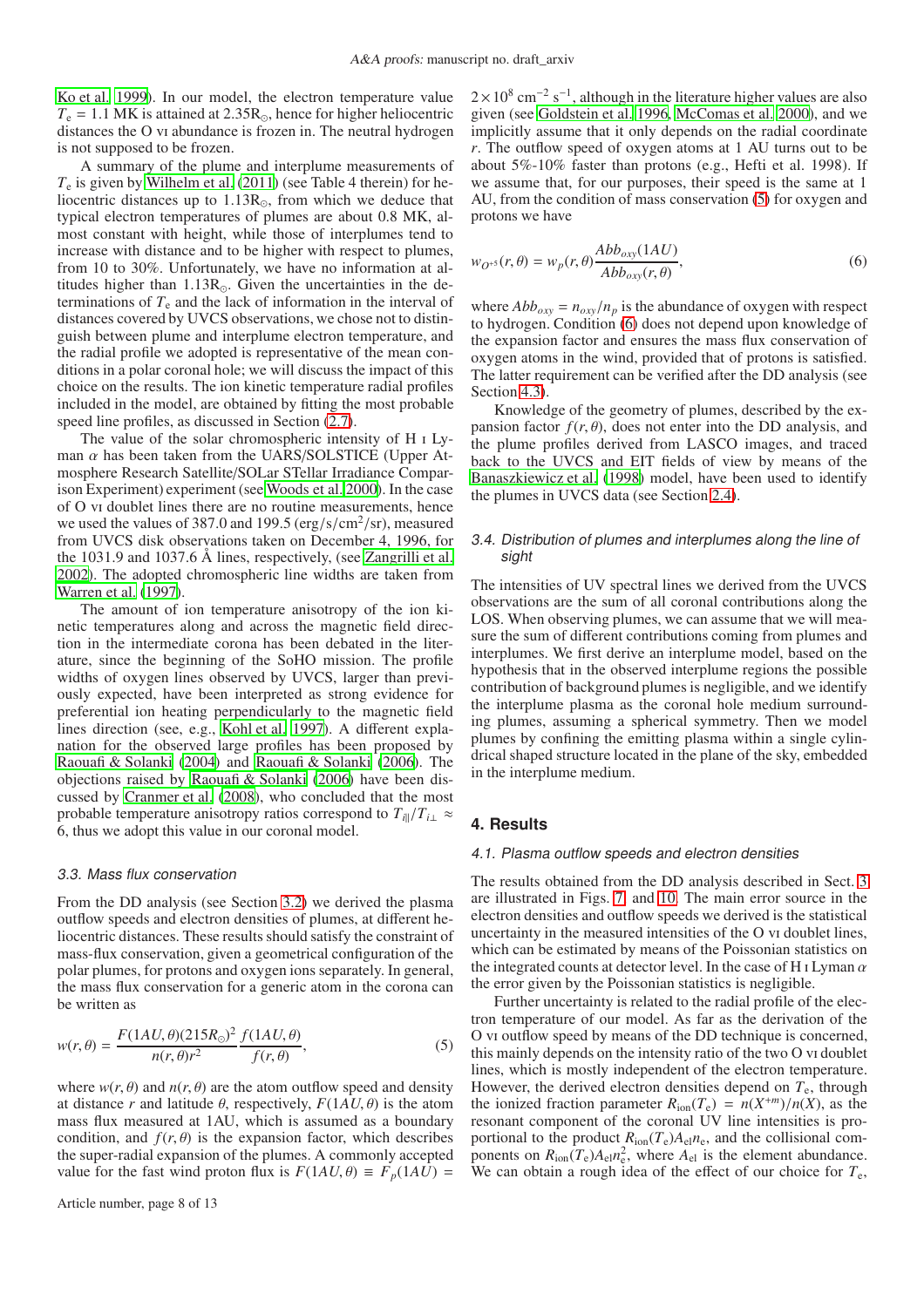Ko et al. 1999). In our model, the electron temperature value $T_e = 1.1$ MK is attained at 2.35R$_\odot$, hence for higher heliocentric distances the O vi abundance is frozen in. The neutral hydrogen is not supposed to be frozen.

A summary of the plume and interplume measurements of $T_e$ is given by Wilhelm et al. (2011) (see Table 4 therein) for heliocentric distances up to 1.13R$_\odot$, from which we deduce that typical electron temperatures of plumes are about 0.8 MK, almost constant with height, while those of interplumes tend to increase with distance and to be higher with respect to plumes, from 10 to 30%. Unfortunately, we have no information at altitudes higher than 1.13R$_\odot$. Given the uncertainties in the determinations of $T_e$ and the lack of information in the interval of distances covered by UVCS observations, we chose not to distinguish between plume and interplume electron temperature, and the radial profile we adopted is representative of the mean conditions in a polar coronal hole; we will discuss the impact of this choice on the results. The ion kinetic temperature radial profiles included in the model, are obtained by fitting the most probable speed line profiles, as discussed in Section (2.7).

The value of the solar chromospheric intensity of H i Lyman $\alpha$ has been taken from the UARS/SOLSTICE (Upper Atmosphere Research Satellite/SOLar STellar Irradiance Comparison Experiment) experiment (see Woods et al. 2000). In the case of O vi doublet lines there are no routine measurements, hence we used the values of 387.0 and 199.5 (erg/s/cm$^2$/sr), measured from UVCS disk observations taken on December 4, 1996, for the 1031.9 and 1037.6 Å lines, respectively, (see Zangrilli et al. 2002). The adopted chromospheric line widths are taken from Warren et al. (1997).

The amount of ion temperature anisotropy of the ion kinetic temperatures along and across the magnetic field direction in the intermediate corona has been debated in the literature, since the beginning of the SoHO mission. The profile widths of oxygen lines observed by UVCS, larger than previously expected, have been interpreted as strong evidence for preferential ion heating perpendicularly to the magnetic field lines direction (see, e.g., Kohl et al. 1997). A different explanation for the observed large profiles has been proposed by Raouafi & Solanki (2004) and Raouafi & Solanki (2006). The objections raised by Raouafi & Solanki (2006) have been discussed by Cranmer et al. (2008), who concluded that the most probable temperature anisotropy ratios correspond to $T_{i\|}/T_{i\perp} \approx 6$, thus we adopt this value in our coronal model.

### 3.3. Mass flux conservation

From the DD analysis (see Section 3.2) we derived the plasma outflow speeds and electron densities of plumes, at different heliocentric distances. These results should satisfy the constraint of mass-flux conservation, given a geometrical configuration of the polar plumes, for protons and oxygen ions separately. In general, the mass flux conservation for a generic atom in the corona can be written as

$$w(r,\theta) = \frac{F(1AU,\theta)(215R_\odot)^2}{n(r,\theta)r^2}\frac{f(1AU,\theta)}{f(r,\theta)}, \tag{5}$$

where $w(r,\theta)$ and $n(r,\theta)$ are the atom outflow speed and density at distance $r$ and latitude $\theta$, respectively, $F(1AU,\theta)$ is the atom mass flux measured at 1AU, which is assumed as a boundary condition, and $f(r,\theta)$ is the expansion factor, which describes the super-radial expansion of the plumes. A commonly accepted value for the fast wind proton flux is $F(1AU,\theta) \equiv F_p(1AU) = 2\times10^8$ cm$^{-2}$ s$^{-1}$, although in the literature higher values are also given (see Goldstein et al. 1996, McComas et al. 2000), and we implicitly assume that it only depends on the radial coordinate $r$. The outflow speed of oxygen atoms at 1 AU turns out to be about 5%-10% faster than protons (e.g., Hefti et al. 1998). If we assume that, for our purposes, their speed is the same at 1 AU, from the condition of mass conservation (5) for oxygen and protons we have

$$w_{O^{+5}}(r,\theta) = w_p(r,\theta)\frac{Abb_{oxy}(1AU)}{Abb_{oxy}(r,\theta)}, \tag{6}$$

where $Abb_{oxy} = n_{oxy}/n_p$ is the abundance of oxygen with respect to hydrogen. Condition (6) does not depend upon knowledge of the expansion factor and ensures the mass flux conservation of oxygen atoms in the wind, provided that of protons is satisfied. The latter requirement can be verified after the DD analysis (see Section 4.3).

Knowledge of the geometry of plumes, described by the expansion factor $f(r,\theta)$, does not enter into the DD analysis, and the plume profiles derived from LASCO images, and traced back to the UVCS and EIT fields of view by means of the Banaszkiewicz et al. (1998) model, have been used to identify the plumes in UVCS data (see Section 2.4).

### 3.4. Distribution of plumes and interplumes along the line of sight

The intensities of UV spectral lines we derived from the UVCS observations are the sum of all coronal contributions along the LOS. When observing plumes, we can assume that we will measure the sum of different contributions coming from plumes and interplumes. We first derive an interplume model, based on the hypothesis that in the observed interplume regions the possible contribution of background plumes is negligible, and we identify the interplume plasma as the coronal hole medium surrounding plumes, assuming a spherical symmetry. Then we model plumes by confining the emitting plasma within a single cylindrical shaped structure located in the plane of the sky, embedded in the interplume medium.

## 4. Results

### 4.1. Plasma outflow speeds and electron densities

The results obtained from the DD analysis described in Sect. 3 are illustrated in Figs. 7 and 10. The main error source in the electron densities and outflow speeds we derived is the statistical uncertainty in the measured intensities of the O vi doublet lines, which can be estimated by means of the Poissonian statistics on the integrated counts at detector level. In the case of H i Lyman $\alpha$ the error given by the Poissonian statistics is negligible.

Further uncertainty is related to the radial profile of the electron temperature of our model. As far as the derivation of the O vi outflow speed by means of the DD technique is concerned, this mainly depends on the intensity ratio of the two O vi doublet lines, which is mostly independent of the electron temperature. However, the derived electron densities depend on $T_e$, through the ionized fraction parameter $R_{\rm ion}(T_e) = n(X^{+m})/n(X)$, as the resonant component of the coronal UV line intensities is proportional to the product $R_{\rm ion}(T_e)A_{\rm el}n_e$, and the collisional components on $R_{\rm ion}(T_e)A_{\rm el}n_e^2$, where $A_{\rm el}$ is the element abundance. We can obtain a rough idea of the effect of our choice for $T_e$,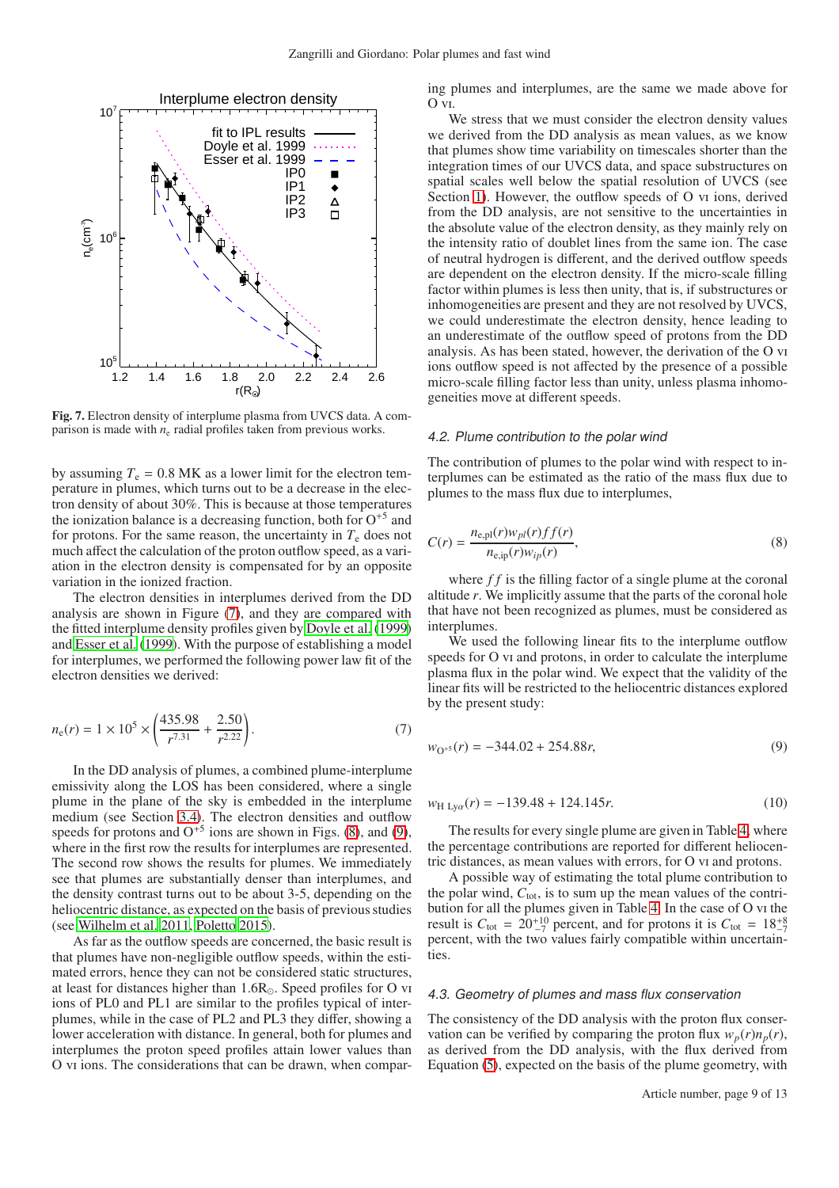**Fig. 7.** Electron density of interplume plasma from UVCS data. A comparison is made with $n_e$ radial profiles taken from previous works.

by assuming $T_e = 0.8$ MK as a lower limit for the electron temperature in plumes, which turns out to be a decrease in the electron density of about 30%. This is because at those temperatures the ionization balance is a decreasing function, both for $O^{+5}$ and for protons. For the same reason, the uncertainty in $T_e$ does not much affect the calculation of the proton outflow speed, as a variation in the electron density is compensated for by an opposite variation in the ionized fraction.

The electron densities in interplumes derived from the DD analysis are shown in Figure (7), and they are compared with the fitted interplume density profiles given by Doyle et al. (1999) and Esser et al. (1999). With the purpose of establishing a model for interplumes, we performed the following power law fit of the electron densities we derived:

$$n_e(r) = 1 \times 10^5 \times \left( \frac{435.98}{r^{7.31}} + \frac{2.50}{r^{2.22}} \right). \tag{7}$$

In the DD analysis of plumes, a combined plume-interplume emissivity along the LOS has been considered, where a single plume in the plane of the sky is embedded in the interplume medium (see Section 3.4). The electron densities and outflow speeds for protons and $O^{+5}$ ions are shown in Figs. (8), and (9), where in the first row the results for interplumes are represented. The second row shows the results for plumes. We immediately see that plumes are substantially denser than interplumes, and the density contrast turns out to be about 3-5, depending on the heliocentric distance, as expected on the basis of previous studies (see Wilhelm et al. 2011, Poletto 2015).

As far as the outflow speeds are concerned, the basic result is that plumes have non-negligible outflow speeds, within the estimated errors, hence they can not be considered static structures, at least for distances higher than 1.6R$_\odot$. Speed profiles for O vi ions of PL0 and PL1 are similar to the profiles typical of interplumes, while in the case of PL2 and PL3 they differ, showing a lower acceleration with distance. In general, both for plumes and interplumes the proton speed profiles attain lower values than O vi ions. The considerations that can be drawn, when comparing plumes and interplumes, are the same we made above for O vi.

We stress that we must consider the electron density values we derived from the DD analysis as mean values, as we know that plumes show time variability on timescales shorter than the integration times of our UVCS data, and space substructures on spatial scales well below the spatial resolution of UVCS (see Section 1). However, the outflow speeds of O vi ions, derived from the DD analysis, are not sensitive to the uncertainties in the absolute value of the electron density, as they mainly rely on the intensity ratio of doublet lines from the same ion. The case of neutral hydrogen is different, and the derived outflow speeds are dependent on the electron density. If the micro-scale filling factor within plumes is less then unity, that is, if substructures or inhomogeneities are present and they are not resolved by UVCS, we could underestimate the electron density, hence leading to an underestimate of the outflow speed of protons from the DD analysis. As has been stated, however, the derivation of the O vi ions outflow speed is not affected by the presence of a possible micro-scale filling factor less than unity, unless plasma inhomogeneities move at different speeds.

### 4.2. Plume contribution to the polar wind

The contribution of plumes to the polar wind with respect to interplumes can be estimated as the ratio of the mass flux due to plumes to the mass flux due to interplumes,

$$C(r) = \frac{n_{e,pl}(r) w_{pl}(r) ff(r)}{n_{e,ip}(r) w_{ip}(r)}, \tag{8}$$

where $ff$ is the filling factor of a single plume at the coronal altitude $r$. We implicitly assume that the parts of the coronal hole that have not been recognized as plumes, must be considered as interplumes.

We used the following linear fits to the interplume outflow speeds for O vi and protons, in order to calculate the interplume plasma flux in the polar wind. We expect that the validity of the linear fits will be restricted to the heliocentric distances explored by the present study:

$$w_{O^{+5}}(r) = -344.02 + 254.88r, \tag{9}$$

$$w_{H\,Ly\alpha}(r) = -139.48 + 124.145r. \tag{10}$$

The results for every single plume are given in Table 4, where the percentage contributions are reported for different heliocentric distances, as mean values with errors, for O vi and protons.

A possible way of estimating the total plume contribution to the polar wind, $C_{tot}$, is to sum up the mean values of the contribution for all the plumes given in Table 4. In the case of O vi the result is $C_{tot} = 20^{+10}_{-7}$ percent, and for protons it is $C_{tot} = 18^{+8}_{-7}$ percent, with the two values fairly compatible within uncertainties.

### 4.3. Geometry of plumes and mass flux conservation

The consistency of the DD analysis with the proton flux conservation can be verified by comparing the proton flux $w_p(r)n_p(r)$, as derived from the DD analysis, with the flux derived from Equation (5), expected on the basis of the plume geometry, with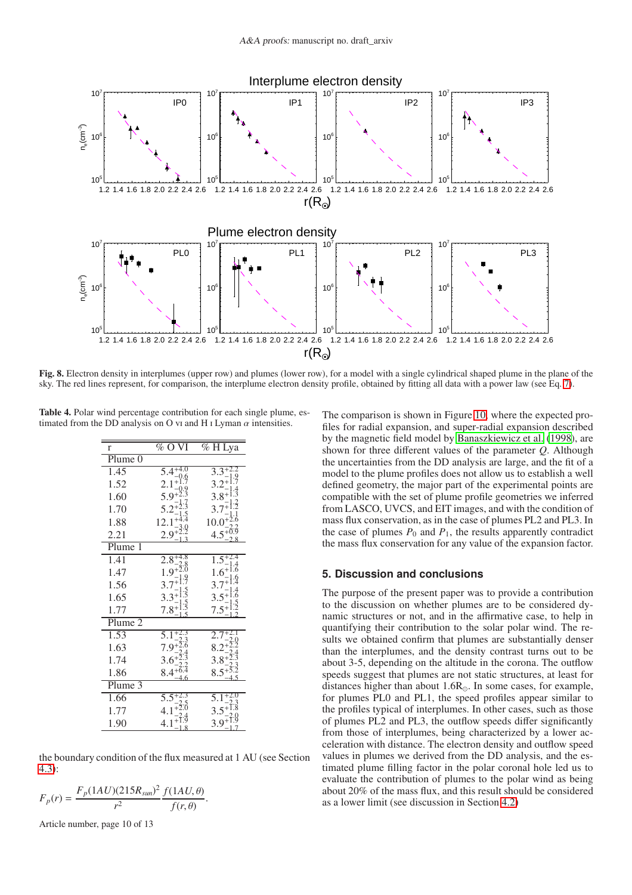Fig. 8. Electron density in interplumes (upper row) and plumes (lower row), for a model with a single cylindrical shaped plume in the plane of the sky. The red lines represent, for comparison, the interplume electron density profile, obtained by fitting all data with a power law (see Eq. 7).

Table 4. Polar wind percentage contribution for each single plume, estimated from the DD analysis on O vi and H i Lyman $\alpha$ intensities.

| r | % O VI | % H Lya |
|---|---|---|
| Plume 0 | | |
| 1.45 | $5.4^{+4.0}_{-0.6}$ | $3.3^{+2.2}_{-1.9}$ |
| 1.52 | $2.1^{+1.7}_{-0.9}$ | $3.2^{+1.7}_{-1.4}$ |
| 1.60 | $5.9^{+2.3}_{-1.7}$ | $3.8^{+1.3}_{-1.2}$ |
| 1.70 | $5.2^{+2.3}_{-1.5}$ | $3.7^{+1.2}_{-1.1}$ |
| 1.88 | $12.1^{+4.4}_{-3.0}$ | $10.0^{+2.6}_{-2.2}$ |
| 2.21 | $2.9^{+2.2}_{-1.3}$ | $4.5^{+0.9}_{-2.8}$ |
| Plume 1 | | |
| 1.41 | $2.8^{+4.8}_{-2.8}$ | $1.5^{+2.4}_{-1.4}$ |
| 1.47 | $1.9^{+2.0}_{-1.9}$ | $1.6^{+1.6}_{-1.6}$ |
| 1.56 | $3.7^{+1.7}_{-1.5}$ | $3.7^{+1.4}_{-1.4}$ |
| 1.65 | $3.3^{+1.5}_{-1.5}$ | $3.5^{+1.6}_{-1.5}$ |
| 1.77 | $7.8^{+1.5}_{-1.5}$ | $7.5^{+1.2}_{-1.2}$ |
| Plume 2 | | |
| 1.53 | $5.1^{+2.3}_{-2.3}$ | $2.7^{+2.1}_{-2.0}$ |
| 1.63 | $7.9^{+2.6}_{-2.4}$ | $8.2^{+2.2}_{-2.4}$ |
| 1.74 | $3.6^{+2.3}_{-2.2}$ | $3.8^{+2.3}_{-2.3}$ |
| 1.86 | $8.4^{+6.4}_{-4.6}$ | $8.5^{+5.2}_{-4.5}$ |
| Plume 3 | | |
| 1.66 | $5.5^{+2.3}_{-2.5}$ | $5.1^{+2.0}_{-2.3}$ |
| 1.77 | $4.1^{+2.0}_{-2.4}$ | $3.5^{+1.8}_{-2.0}$ |
| 1.90 | $4.1^{+1.9}_{-1.8}$ | $3.9^{+1.9}_{-1.7}$ |

the boundary condition of the flux measured at 1 AU (see Section 4.3):

$$F_p(r) = \frac{F_p(1AU)(215R_{sun})^2}{r^2}\frac{f(1AU,\theta)}{f(r,\theta)}.$$

The comparison is shown in Figure 10, where the expected profiles for radial expansion, and super-radial expansion described by the magnetic field model by Banaszkiewicz et al. (1998), are shown for three different values of the parameter $Q$. Although the uncertainties from the DD analysis are large, and the fit of a model to the plume profiles does not allow us to establish a well defined geometry, the major part of the experimental points are compatible with the set of plume profile geometries we inferred from LASCO, UVCS, and EIT images, and with the condition of mass flux conservation, as in the case of plumes PL2 and PL3. In the case of plumes $P_0$ and $P_1$, the results apparently contradict the mass flux conservation for any value of the expansion factor.

## 5. Discussion and conclusions

The purpose of the present paper was to provide a contribution to the discussion on whether plumes are to be considered dynamic structures or not, and in the affirmative case, to help in quantifying their contribution to the solar polar wind. The results we obtained confirm that plumes are substantially denser than the interplumes, and the density contrast turns out to be about 3-5, depending on the altitude in the corona. The outflow speeds suggest that plumes are not static structures, at least for distances higher than about 1.6R$_\odot$. In some cases, for example, for plumes PL0 and PL1, the speed profiles appear similar to the profiles typical of interplumes. In other cases, such as those of plumes PL2 and PL3, the outflow speeds differ significantly from those of interplumes, being characterized by a lower acceleration with distance. The electron density and outflow speed values in plumes we derived from the DD analysis, and the estimated plume filling factor in the polar coronal hole led us to evaluate the contribution of plumes to the polar wind as being about 20% of the mass flux, and this result should be considered as a lower limit (see discussion in Section 4.2)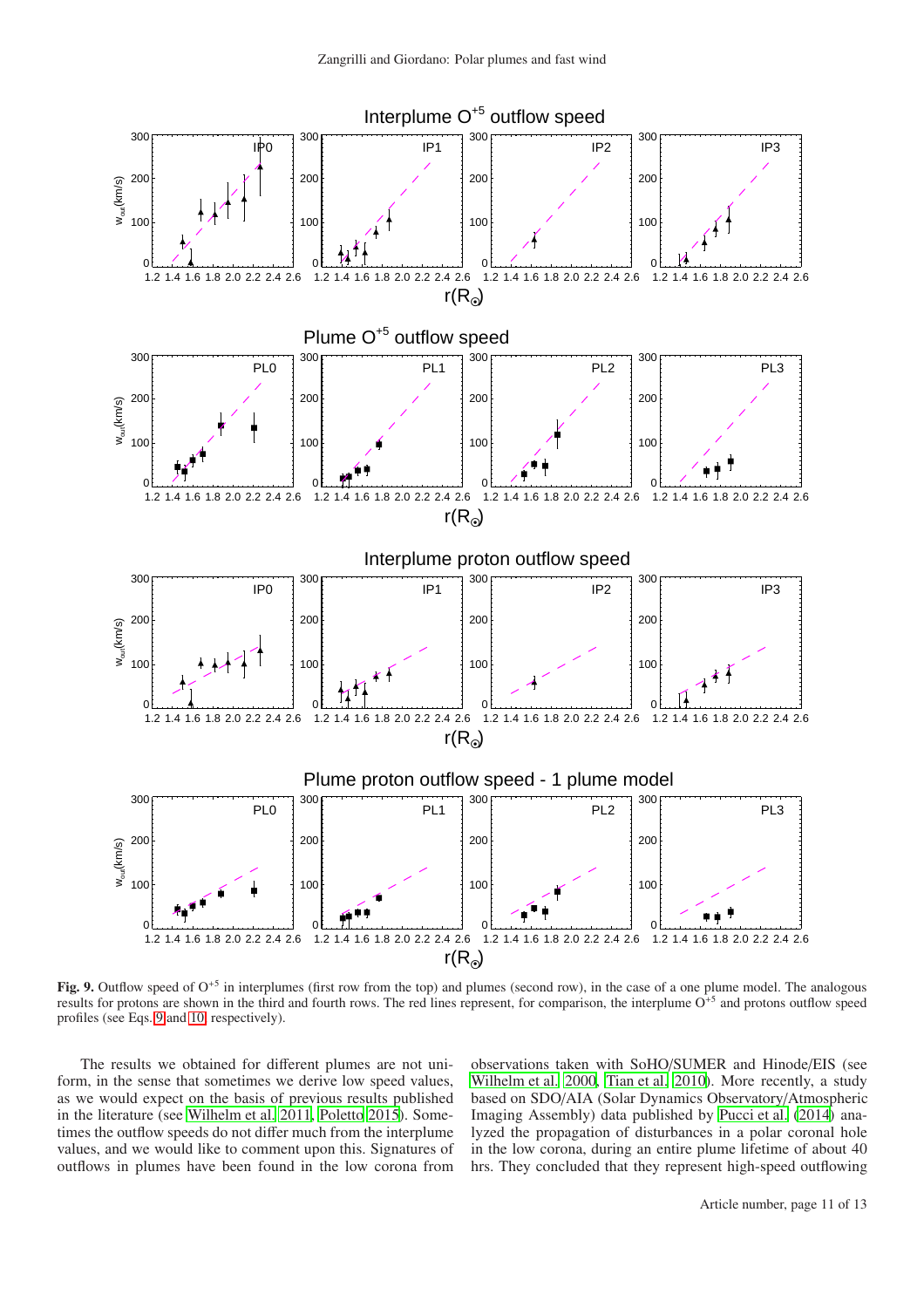**Fig. 9.** Outflow speed of $O^{+5}$ in interplumes (first row from the top) and plumes (second row), in the case of a one plume model. The analogous results for protons are shown in the third and fourth rows. The red lines represent, for comparison, the interplume $O^{+5}$ and protons outflow speed profiles (see Eqs. 9 and 10, respectively).

The results we obtained for different plumes are not uniform, in the sense that sometimes we derive low speed values, as we would expect on the basis of previous results published in the literature (see Wilhelm et al. 2011, Poletto 2015). Sometimes the outflow speeds do not differ much from the interplume values, and we would like to comment upon this. Signatures of outflows in plumes have been found in the low corona from observations taken with SoHO/SUMER and Hinode/EIS (see Wilhelm et al. 2000, Tian et al. 2010). More recently, a study based on SDO/AIA (Solar Dynamics Observatory/Atmospheric Imaging Assembly) data published by Pucci et al. (2014) analyzed the propagation of disturbances in a polar coronal hole in the low corona, during an entire plume lifetime of about 40 hrs. They concluded that they represent high-speed outflowing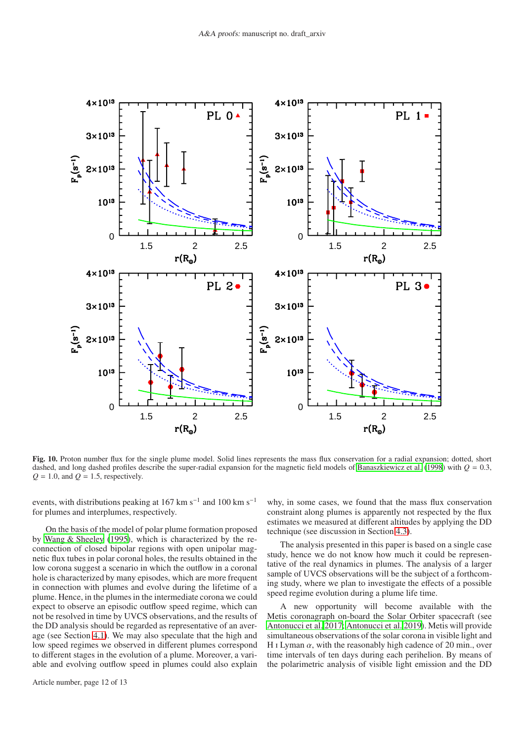**Fig. 10.** Proton number flux for the single plume model. Solid lines represents the mass flux conservation for a radial expansion; dotted, short dashed, and long dashed profiles describe the super-radial expansion for the magnetic field models of Banaszkiewicz et al. (1998) with $Q = 0.3$, $Q = 1.0$, and $Q = 1.5$, respectively.

events, with distributions peaking at 167 km s$^{-1}$ and 100 km s$^{-1}$ for plumes and interplumes, respectively.

On the basis of the model of polar plume formation proposed by Wang & Sheeley (1995), which is characterized by the reconnection of closed bipolar regions with open unipolar magnetic flux tubes in polar coronal holes, the results obtained in the low corona suggest a scenario in which the outflow in a coronal hole is characterized by many episodes, which are more frequent in connection with plumes and evolve during the lifetime of a plume. Hence, in the plumes in the intermediate corona we could expect to observe an episodic outflow speed regime, which can not be resolved in time by UVCS observations, and the results of the DD analysis should be regarded as representative of an average (see Section 4.1). We may also speculate that the high and low speed regimes we observed in different plumes correspond to different stages in the evolution of a plume. Moreover, a variable and evolving outflow speed in plumes could also explain why, in some cases, we found that the mass flux conservation constraint along plumes is apparently not respected by the flux estimates we measured at different altitudes by applying the DD technique (see discussion in Section 4.3).

The analysis presented in this paper is based on a single case study, hence we do not know how much it could be representative of the real dynamics in plumes. The analysis of a larger sample of UVCS observations will be the subject of a forthcoming study, where we plan to investigate the effects of a possible speed regime evolution during a plume life time.

A new opportunity will become available with the Metis coronagraph on-board the Solar Orbiter spacecraft (see Antonucci et al. 2017; Antonucci et al. 2019). Metis will provide simultaneous observations of the solar corona in visible light and H I Lyman $\alpha$, with the reasonably high cadence of 20 min., over time intervals of ten days during each perihelion. By means of the polarimetric analysis of visible light emission and the DD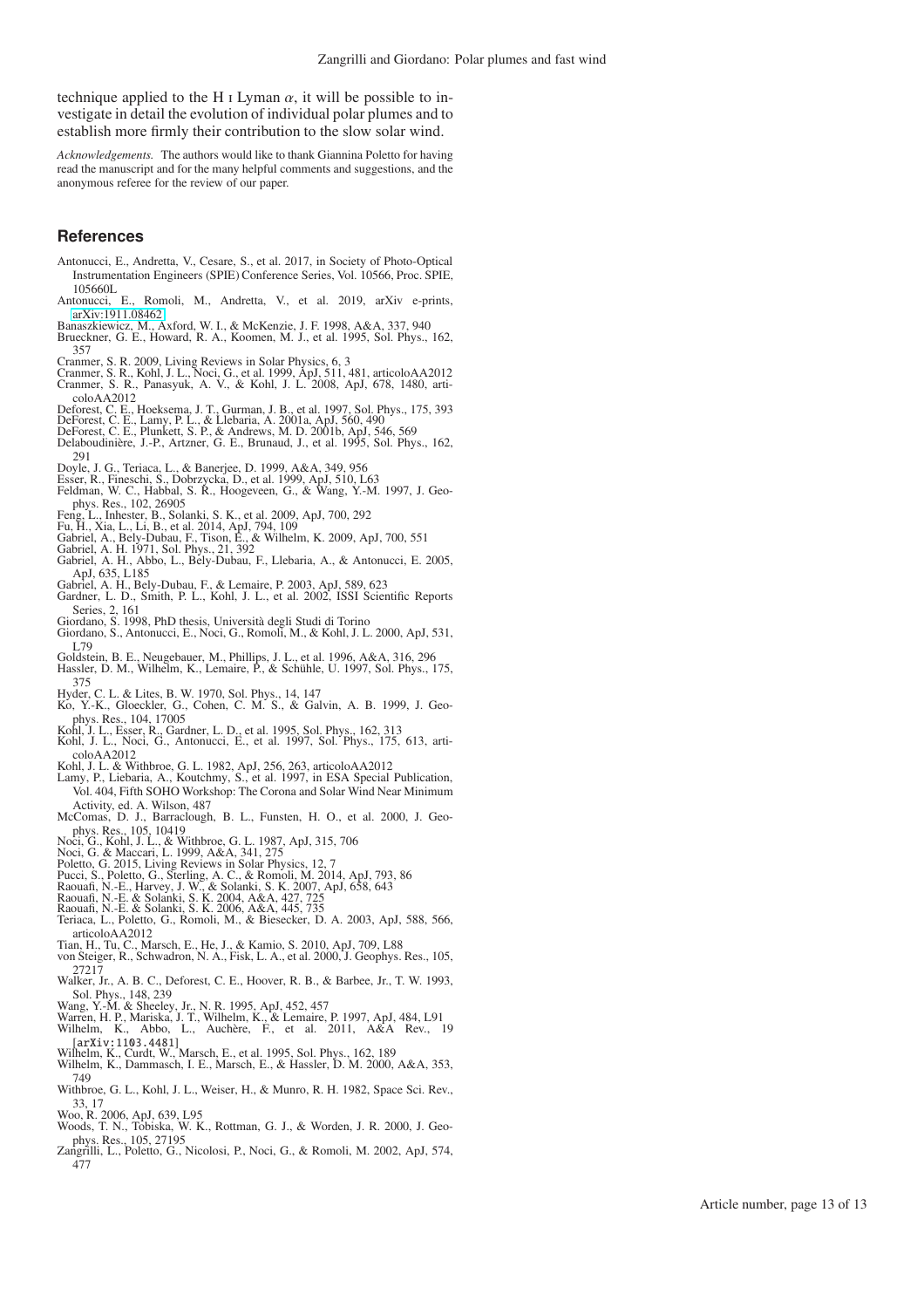technique applied to the H I Lyman $\alpha$, it will be possible to investigate in detail the evolution of individual polar plumes and to establish more firmly their contribution to the slow solar wind.

*Acknowledgements.* The authors would like to thank Giannina Poletto for having read the manuscript and for the many helpful comments and suggestions, and the anonymous referee for the review of our paper.

## References

Antonucci, E., Andretta, V., Cesare, S., et al. 2017, in Society of Photo-Optical Instrumentation Engineers (SPIE) Conference Series, Vol. 10566, Proc. SPIE, 105660L

Antonucci, E., Romoli, M., Andretta, V., et al. 2019, arXiv e-prints, arXiv:1911.08462

Banaszkiewicz, M., Axford, W. I., & McKenzie, J. F. 1998, A&A, 337, 940

Brueckner, G. E., Howard, R. A., Koomen, M. J., et al. 1995, Sol. Phys., 162, 357

Cranmer, S. R. 2009, Living Reviews in Solar Physics, 6, 3

Cranmer, S. R., Kohl, J. L., Noci, G., et al. 1999, ApJ, 511, 481, articoloAA2012

Cranmer, S. R., Panasyuk, A. V., & Kohl, J. L. 2008, ApJ, 678, 1480, articoloAA2012

Deforest, C. E., Hoeksema, J. T., Gurman, J. B., et al. 1997, Sol. Phys., 175, 393

DeForest, C. E., Lamy, P. L., & Llebaria, A. 2001a, ApJ, 560, 490

DeForest, C. E., Plunkett, S. P., & Andrews, M. D. 2001b, ApJ, 546, 569

Delaboudinière, J.-P., Artzner, G. E., Brunaud, J., et al. 1995, Sol. Phys., 162, 291

Doyle, J. G., Teriaca, L., & Banerjee, D. 1999, A&A, 349, 956

Esser, R., Fineschi, S., Dobrzycka, D., et al. 1999, ApJ, 510, L63

Feldman, W. C., Habbal, S. R., Hoogeveen, G., & Wang, Y.-M. 1997, J. Geophys. Res., 102, 26905

Feng, L., Inhester, B., Solanki, S. K., et al. 2009, ApJ, 700, 292

Fu, H., Xia, L., Li, B., et al. 2014, ApJ, 794, 109

Gabriel, A., Bely-Dubau, F., Tison, E., & Wilhelm, K. 2009, ApJ, 700, 551

Gabriel, A. H. 1971, Sol. Phys., 21, 392

Gabriel, A. H., Abbo, L., Bely-Dubau, F., Llebaria, A., & Antonucci, E. 2005, ApJ, 635, L185

Gabriel, A. H., Bely-Dubau, F., & Lemaire, P. 2003, ApJ, 589, 623

Gardner, L. D., Smith, P. L., Kohl, J. L., et al. 2002, ISSI Scientific Reports Series, 2, 161

Giordano, S. 1998, PhD thesis, Università degli Studi di Torino

Giordano, S., Antonucci, E., Noci, G., Romoli, M., & Kohl, J. L. 2000, ApJ, 531, L79

Goldstein, B. E., Neugebauer, M., Phillips, J. L., et al. 1996, A&A, 316, 296

Hassler, D. M., Wilhelm, K., Lemaire, P., & Schühle, U. 1997, Sol. Phys., 175, 375

Hyder, C. L. & Lites, B. W. 1970, Sol. Phys., 14, 147

Ko, Y.-K., Gloeckler, G., Cohen, C. M. S., & Galvin, A. B. 1999, J. Geophys. Res., 104, 17005

Kohl, J. L., Esser, R., Gardner, L. D., et al. 1995, Sol. Phys., 162, 313

Kohl, J. L., Noci, G., Antonucci, E., et al. 1997, Sol. Phys., 175, 613, articoloAA2012

Kohl, J. L. & Withbroe, G. L. 1982, ApJ, 256, 263, articoloAA2012

Lamy, P., Liebaria, A., Koutchmy, S., et al. 1997, in ESA Special Publication, Vol. 404, Fifth SOHO Workshop: The Corona and Solar Wind Near Minimum Activity, ed. A. Wilson, 487

McComas, D. J., Barraclough, B. L., Funsten, H. O., et al. 2000, J. Geophys. Res., 105, 10419

Noci, G., Kohl, J. L., & Withbroe, G. L. 1987, ApJ, 315, 706

Noci, G. & Maccari, L. 1999, A&A, 341, 275

Poletto, G. 2015, Living Reviews in Solar Physics, 12, 7

Pucci, S., Poletto, G., Sterling, A. C., & Romoli, M. 2014, ApJ, 793, 86

Raouafi, N.-E., Harvey, J. W., & Solanki, S. K. 2007, ApJ, 658, 643

Raouafi, N.-E. & Solanki, S. K. 2004, A&A, 427, 725

Raouafi, N.-E. & Solanki, S. K. 2006, A&A, 445, 735

Teriaca, L., Poletto, G., Romoli, M., & Biesecker, D. A. 2003, ApJ, 588, 566, articoloAA2012

Tian, H., Tu, C., Marsch, E., He, J., & Kamio, S. 2010, ApJ, 709, L88

von Steiger, R., Schwadron, N. A., Fisk, L. A., et al. 2000, J. Geophys. Res., 105, 27217

Walker, Jr., A. B. C., Deforest, C. E., Hoover, R. B., & Barbee, Jr., T. W. 1993, Sol. Phys., 148, 239

Wang, Y.-M. & Sheeley, Jr., N. R. 1995, ApJ, 452, 457

Warren, H. P., Mariska, J. T., Wilhelm, K., & Lemaire, P. 1997, ApJ, 484, L91

Wilhelm, K., Abbo, L., Auchère, F., et al. 2011, A&A Rev., 19 [arXiv:1103.4481]

Wilhelm, K., Curdt, W., Marsch, E., et al. 1995, Sol. Phys., 162, 189

Wilhelm, K., Dammasch, I. E., Marsch, E., & Hassler, D. M. 2000, A&A, 353, 749

Withbroe, G. L., Kohl, J. L., Weiser, H., & Munro, R. H. 1982, Space Sci. Rev., 33, 17

Woo, R. 2006, ApJ, 639, L95

Woods, T. N., Tobiska, W. K., Rottman, G. J., & Worden, J. R. 2000, J. Geophys. Res., 105, 27195

Zangrilli, L., Poletto, G., Nicolosi, P., Noci, G., & Romoli, M. 2002, ApJ, 574, 477